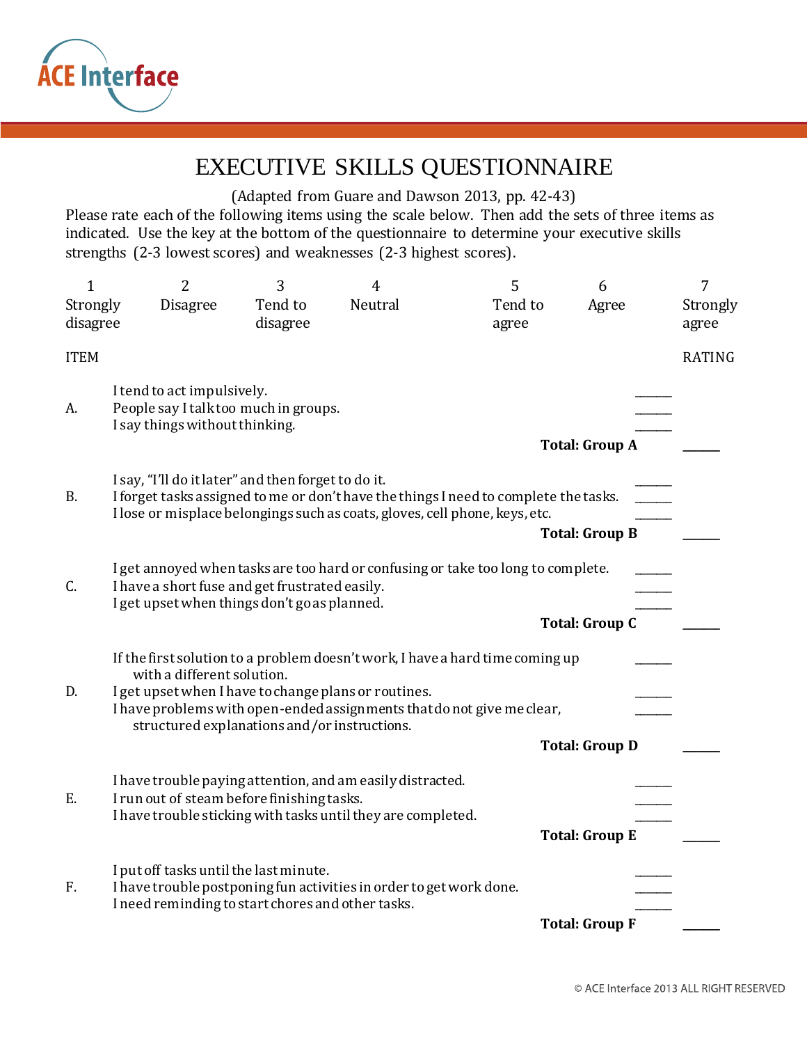ACE Interface

# EXECUTIVE SKILLS QUESTIONNAIRE

(Adapted from Guare and Dawson 2013, pp. 42-43)

Please rate each of the following items using the scale below. Then add the sets of three items as indicated. Use the key at the bottom of the questionnaire to determine your executive skills strengths (2-3 lowest scores) and weaknesses (2-3 highest scores).

| 1 | 2 | 3 | 4 | 5 | 6 | 7 |
|---|---|---|---|---|---|---|
| Strongly disagree | Disagree | Tend to disagree | Neutral | Tend to agree | Agree | Strongly agree |

| ITEM | | RATING |
|---|---|---|
| A. | I tend to act impulsively. | ______ |
| | People say I talk too much in groups. | ______ |
| | I say things without thinking. | ______ |
| | **Total: Group A** | ______ |
| B. | I say, "I'll do it later" and then forget to do it. | ______ |
| | I forget tasks assigned to me or don't have the things I need to complete the tasks. | ______ |
| | I lose or misplace belongings such as coats, gloves, cell phone, keys, etc. | ______ |
| | **Total: Group B** | ______ |
| C. | I get annoyed when tasks are too hard or confusing or take too long to complete. | ______ |
| | I have a short fuse and get frustrated easily. | ______ |
| | I get upset when things don't go as planned. | ______ |
| | **Total: Group C** | ______ |
| D. | If the first solution to a problem doesn't work, I have a hard time coming up with a different solution. | ______ |
| | I get upset when I have to change plans or routines. | ______ |
| | I have problems with open-ended assignments that do not give me clear, structured explanations and/or instructions. | ______ |
| | **Total: Group D** | ______ |
| E. | I have trouble paying attention, and am easily distracted. | ______ |
| | I run out of steam before finishing tasks. | ______ |
| | I have trouble sticking with tasks until they are completed. | ______ |
| | **Total: Group E** | ______ |
| F. | I put off tasks until the last minute. | ______ |
| | I have trouble postponing fun activities in order to get work done. | ______ |
| | I need reminding to start chores and other tasks. | ______ |
| | **Total: Group F** | ______ |

© ACE Interface 2013 ALL RIGHT RESERVED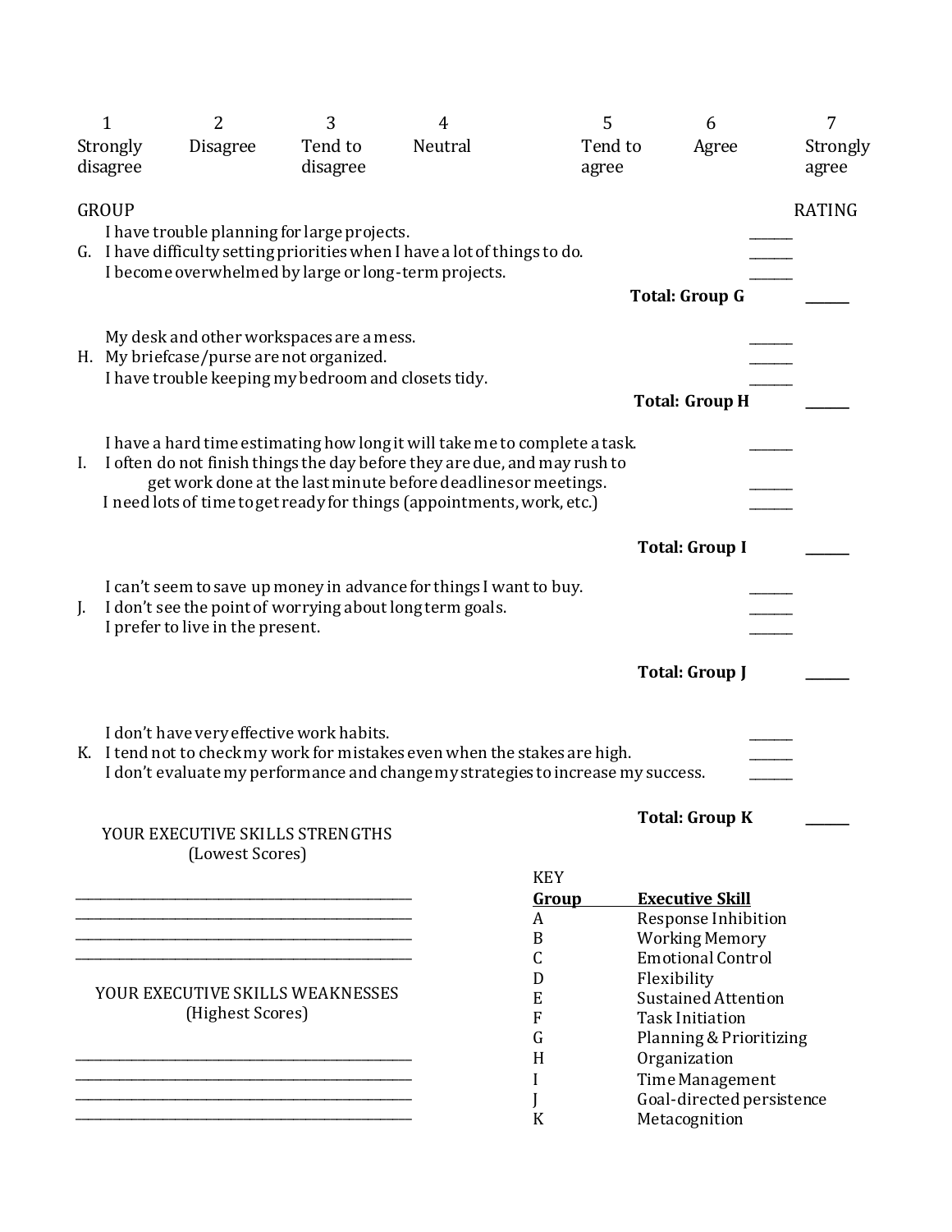| 1 | 2 | 3 | 4 | 5 | 6 | 7 |
|---|---|---|---|---|---|---|
| Strongly disagree | Disagree | Tend to disagree | Neutral | Tend to agree | Agree | Strongly agree |

GROUP — RATING

**G.**
- I have trouble planning for large projects. ______
- I have difficulty setting priorities when I have a lot of things to do. ______
- I become overwhelmed by large or long-term projects. ______

**Total: Group G** ______

**H.**
- My desk and other workspaces are a mess. ______
- My briefcase/purse are not organized. ______
- I have trouble keeping my bedroom and closets tidy. ______

**Total: Group H** ______

**I.**
- I have a hard time estimating how long it will take me to complete a task. ______
- I often do not finish things the day before they are due, and may rush to get work done at the last minute before deadlines or meetings. ______
- I need lots of time to get ready for things (appointments, work, etc.) ______

**Total: Group I** ______

**J.**
- I can't seem to save up money in advance for things I want to buy. ______
- I don't see the point of worrying about long term goals. ______
- I prefer to live in the present. ______

**Total: Group J** ______

**K.**
- I don't have very effective work habits. ______
- I tend not to check my work for mistakes even when the stakes are high. ______
- I don't evaluate my performance and change my strategies to increase my success. ______

**Total: Group K** ______

YOUR EXECUTIVE SKILLS STRENGTHS
(Lowest Scores)

______________________________
______________________________
______________________________
______________________________

YOUR EXECUTIVE SKILLS WEAKNESSES
(Highest Scores)

______________________________
______________________________
______________________________
______________________________

KEY

| Group | Executive Skill |
|---|---|
| A | Response Inhibition |
| B | Working Memory |
| C | Emotional Control |
| D | Flexibility |
| E | Sustained Attention |
| F | Task Initiation |
| G | Planning & Prioritizing |
| H | Organization |
| I | Time Management |
| J | Goal-directed persistence |
| K | Metacognition |